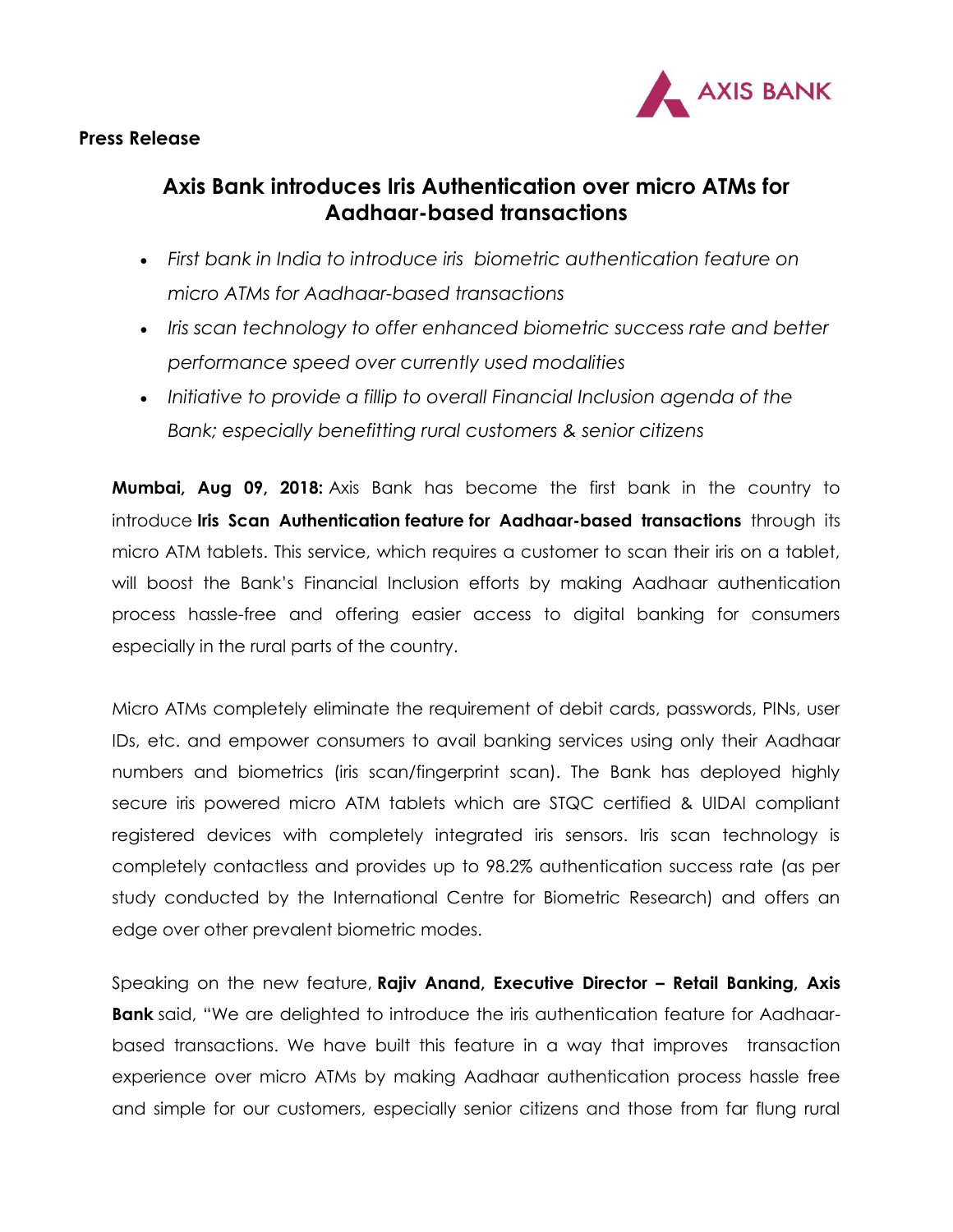**Press Release**

# Axis Bank introduces Iris Authentication over micro ATMs for Aadhaar-based transactions

- *First bank in India to introduce iris biometric authentication feature on micro ATMs for Aadhaar-based transactions*
- *Iris scan technology to offer enhanced biometric success rate and better performance speed over currently used modalities*
- *Initiative to provide a fillip to overall Financial Inclusion agenda of the Bank; especially benefitting rural customers & senior citizens*

**Mumbai, Aug 09, 2018:** Axis Bank has become the first bank in the country to introduce **Iris Scan Authentication feature for Aadhaar-based transactions** through its micro ATM tablets. This service, which requires a customer to scan their iris on a tablet, will boost the Bank's Financial Inclusion efforts by making Aadhaar authentication process hassle-free and offering easier access to digital banking for consumers especially in the rural parts of the country.

Micro ATMs completely eliminate the requirement of debit cards, passwords, PINs, user IDs, etc. and empower consumers to avail banking services using only their Aadhaar numbers and biometrics (iris scan/fingerprint scan). The Bank has deployed highly secure iris powered micro ATM tablets which are STQC certified & UIDAI compliant registered devices with completely integrated iris sensors. Iris scan technology is completely contactless and provides up to 98.2% authentication success rate (as per study conducted by the International Centre for Biometric Research) and offers an edge over other prevalent biometric modes.

Speaking on the new feature, **Rajiv Anand, Executive Director – Retail Banking, Axis Bank** said, "We are delighted to introduce the iris authentication feature for Aadhaar-based transactions. We have built this feature in a way that improves transaction experience over micro ATMs by making Aadhaar authentication process hassle free and simple for our customers, especially senior citizens and those from far flung rural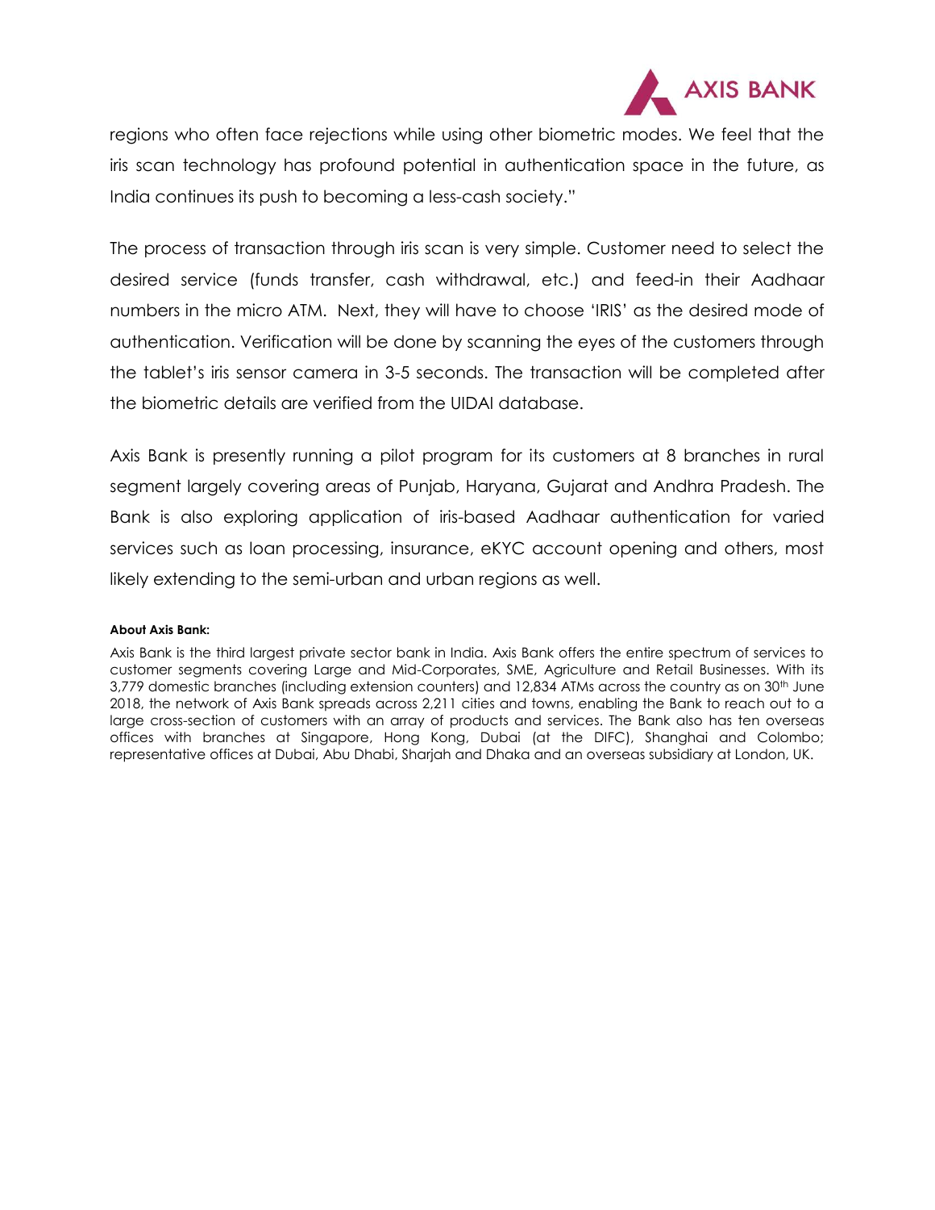regions who often face rejections while using other biometric modes. We feel that the iris scan technology has profound potential in authentication space in the future, as India continues its push to becoming a less-cash society."

The process of transaction through iris scan is very simple. Customer need to select the desired service (funds transfer, cash withdrawal, etc.) and feed-in their Aadhaar numbers in the micro ATM. Next, they will have to choose 'IRIS' as the desired mode of authentication. Verification will be done by scanning the eyes of the customers through the tablet's iris sensor camera in 3-5 seconds. The transaction will be completed after the biometric details are verified from the UIDAI database.

Axis Bank is presently running a pilot program for its customers at 8 branches in rural segment largely covering areas of Punjab, Haryana, Gujarat and Andhra Pradesh. The Bank is also exploring application of iris-based Aadhaar authentication for varied services such as loan processing, insurance, eKYC account opening and others, most likely extending to the semi-urban and urban regions as well.

**About Axis Bank:**

Axis Bank is the third largest private sector bank in India. Axis Bank offers the entire spectrum of services to customer segments covering Large and Mid-Corporates, SME, Agriculture and Retail Businesses. With its 3,779 domestic branches (including extension counters) and 12,834 ATMs across the country as on 30th June 2018, the network of Axis Bank spreads across 2,211 cities and towns, enabling the Bank to reach out to a large cross-section of customers with an array of products and services. The Bank also has ten overseas offices with branches at Singapore, Hong Kong, Dubai (at the DIFC), Shanghai and Colombo; representative offices at Dubai, Abu Dhabi, Sharjah and Dhaka and an overseas subsidiary at London, UK.